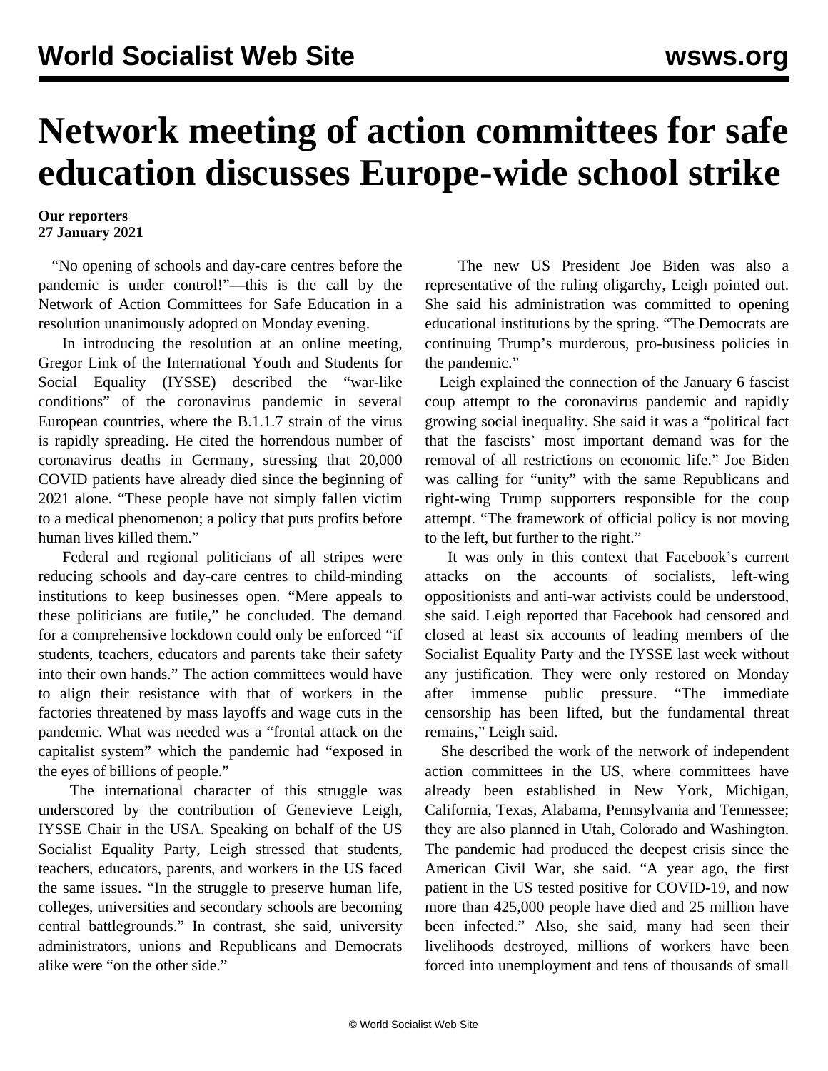# Network meeting of action committees for safe education discusses Europe-wide school strike

**Our reporters**
**27 January 2021**

"No opening of schools and day-care centres before the pandemic is under control!"—this is the call by the Network of Action Committees for Safe Education in a resolution unanimously adopted on Monday evening.

In introducing the resolution at an online meeting, Gregor Link of the International Youth and Students for Social Equality (IYSSE) described the "war-like conditions" of the coronavirus pandemic in several European countries, where the B.1.1.7 strain of the virus is rapidly spreading. He cited the horrendous number of coronavirus deaths in Germany, stressing that 20,000 COVID patients have already died since the beginning of 2021 alone. "These people have not simply fallen victim to a medical phenomenon; a policy that puts profits before human lives killed them."

Federal and regional politicians of all stripes were reducing schools and day-care centres to child-minding institutions to keep businesses open. "Mere appeals to these politicians are futile," he concluded. The demand for a comprehensive lockdown could only be enforced "if students, teachers, educators and parents take their safety into their own hands." The action committees would have to align their resistance with that of workers in the factories threatened by mass layoffs and wage cuts in the pandemic. What was needed was a "frontal attack on the capitalist system" which the pandemic had "exposed in the eyes of billions of people."

The international character of this struggle was underscored by the contribution of Genevieve Leigh, IYSSE Chair in the USA. Speaking on behalf of the US Socialist Equality Party, Leigh stressed that students, teachers, educators, parents, and workers in the US faced the same issues. "In the struggle to preserve human life, colleges, universities and secondary schools are becoming central battlegrounds." In contrast, she said, university administrators, unions and Republicans and Democrats alike were "on the other side."

The new US President Joe Biden was also a representative of the ruling oligarchy, Leigh pointed out. She said his administration was committed to opening educational institutions by the spring. "The Democrats are continuing Trump's murderous, pro-business policies in the pandemic."

Leigh explained the connection of the January 6 fascist coup attempt to the coronavirus pandemic and rapidly growing social inequality. She said it was a "political fact that the fascists' most important demand was for the removal of all restrictions on economic life." Joe Biden was calling for "unity" with the same Republicans and right-wing Trump supporters responsible for the coup attempt. "The framework of official policy is not moving to the left, but further to the right."

It was only in this context that Facebook's current attacks on the accounts of socialists, left-wing oppositionists and anti-war activists could be understood, she said. Leigh reported that Facebook had censored and closed at least six accounts of leading members of the Socialist Equality Party and the IYSSE last week without any justification. They were only restored on Monday after immense public pressure. "The immediate censorship has been lifted, but the fundamental threat remains," Leigh said.

She described the work of the network of independent action committees in the US, where committees have already been established in New York, Michigan, California, Texas, Alabama, Pennsylvania and Tennessee; they are also planned in Utah, Colorado and Washington. The pandemic had produced the deepest crisis since the American Civil War, she said. "A year ago, the first patient in the US tested positive for COVID-19, and now more than 425,000 people have died and 25 million have been infected." Also, she said, many had seen their livelihoods destroyed, millions of workers have been forced into unemployment and tens of thousands of small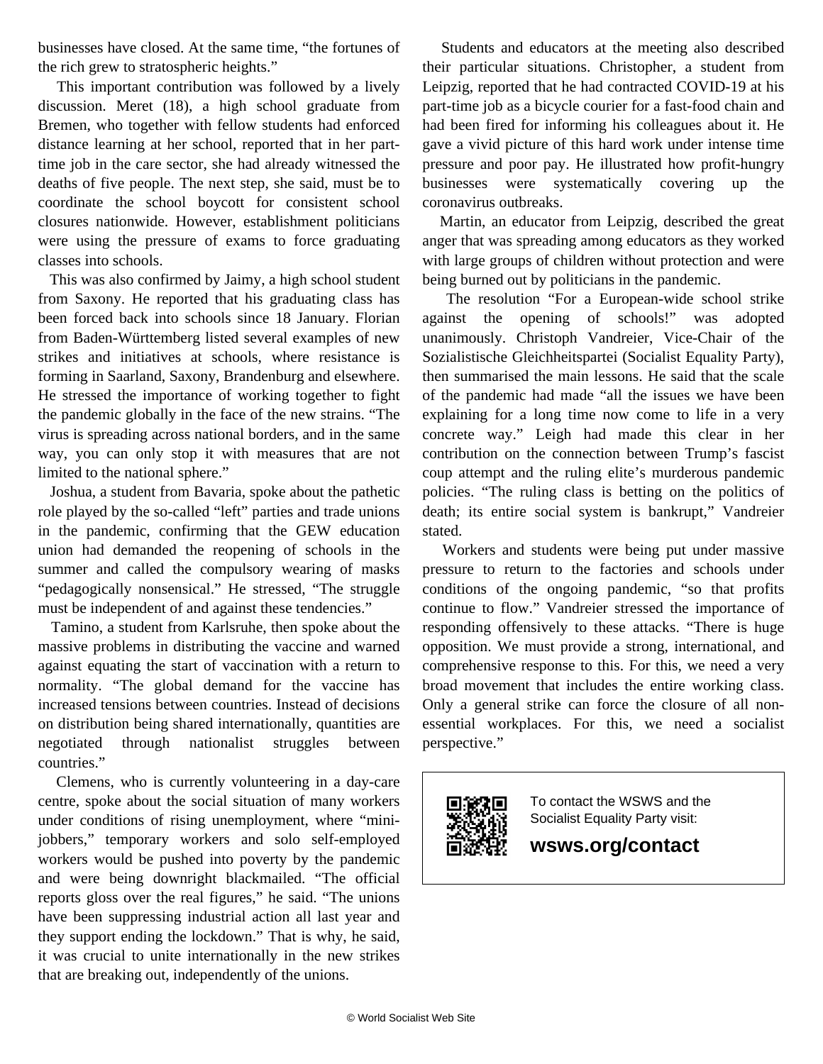businesses have closed. At the same time, "the fortunes of the rich grew to stratospheric heights."

This important contribution was followed by a lively discussion. Meret (18), a high school graduate from Bremen, who together with fellow students had enforced distance learning at her school, reported that in her part-time job in the care sector, she had already witnessed the deaths of five people. The next step, she said, must be to coordinate the school boycott for consistent school closures nationwide. However, establishment politicians were using the pressure of exams to force graduating classes into schools.

This was also confirmed by Jaimy, a high school student from Saxony. He reported that his graduating class has been forced back into schools since 18 January. Florian from Baden-Württemberg listed several examples of new strikes and initiatives at schools, where resistance is forming in Saarland, Saxony, Brandenburg and elsewhere. He stressed the importance of working together to fight the pandemic globally in the face of the new strains. "The virus is spreading across national borders, and in the same way, you can only stop it with measures that are not limited to the national sphere."

Joshua, a student from Bavaria, spoke about the pathetic role played by the so-called "left" parties and trade unions in the pandemic, confirming that the GEW education union had demanded the reopening of schools in the summer and called the compulsory wearing of masks "pedagogically nonsensical." He stressed, "The struggle must be independent of and against these tendencies."

Tamino, a student from Karlsruhe, then spoke about the massive problems in distributing the vaccine and warned against equating the start of vaccination with a return to normality. "The global demand for the vaccine has increased tensions between countries. Instead of decisions on distribution being shared internationally, quantities are negotiated through nationalist struggles between countries."

Clemens, who is currently volunteering in a day-care centre, spoke about the social situation of many workers under conditions of rising unemployment, where "mini-jobbers," temporary workers and solo self-employed workers would be pushed into poverty by the pandemic and were being downright blackmailed. "The official reports gloss over the real figures," he said. "The unions have been suppressing industrial action all last year and they support ending the lockdown." That is why, he said, it was crucial to unite internationally in the new strikes that are breaking out, independently of the unions.

Students and educators at the meeting also described their particular situations. Christopher, a student from Leipzig, reported that he had contracted COVID-19 at his part-time job as a bicycle courier for a fast-food chain and had been fired for informing his colleagues about it. He gave a vivid picture of this hard work under intense time pressure and poor pay. He illustrated how profit-hungry businesses were systematically covering up the coronavirus outbreaks.

Martin, an educator from Leipzig, described the great anger that was spreading among educators as they worked with large groups of children without protection and were being burned out by politicians in the pandemic.

The resolution "For a European-wide school strike against the opening of schools!" was adopted unanimously. Christoph Vandreier, Vice-Chair of the Sozialistische Gleichheitspartei (Socialist Equality Party), then summarised the main lessons. He said that the scale of the pandemic had made "all the issues we have been explaining for a long time now come to life in a very concrete way." Leigh had made this clear in her contribution on the connection between Trump's fascist coup attempt and the ruling elite's murderous pandemic policies. "The ruling class is betting on the politics of death; its entire social system is bankrupt," Vandreier stated.

Workers and students were being put under massive pressure to return to the factories and schools under conditions of the ongoing pandemic, "so that profits continue to flow." Vandreier stressed the importance of responding offensively to these attacks. "There is huge opposition. We must provide a strong, international, and comprehensive response to this. For this, we need a very broad movement that includes the entire working class. Only a general strike can force the closure of all non-essential workplaces. For this, we need a socialist perspective."

To contact the WSWS and the Socialist Equality Party visit:

**wsws.org/contact**